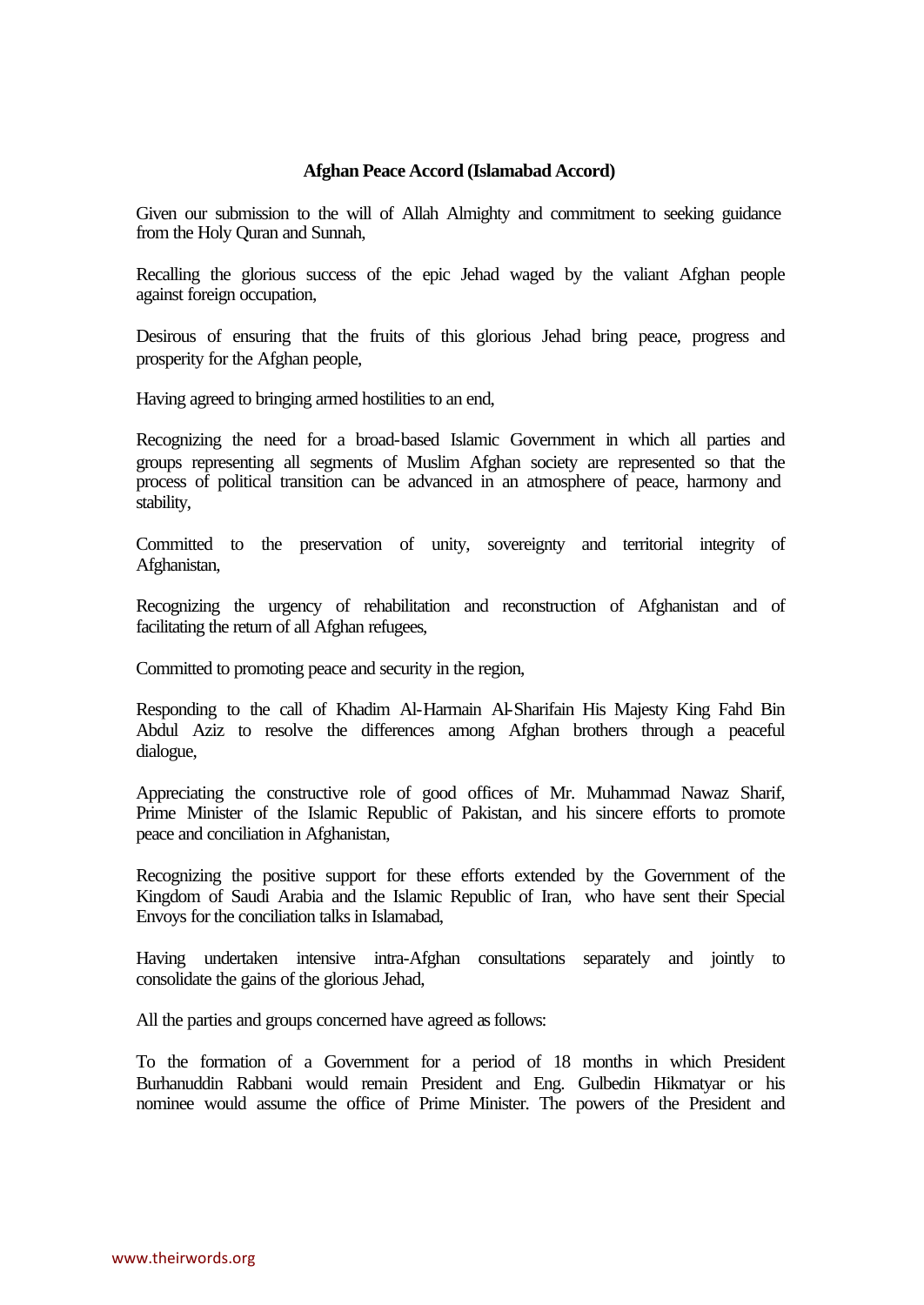**Afghan Peace Accord (Islamabad Accord)**

Given our submission to the will of Allah Almighty and commitment to seeking guidance from the Holy Quran and Sunnah,

Recalling the glorious success of the epic Jehad waged by the valiant Afghan people against foreign occupation,

Desirous of ensuring that the fruits of this glorious Jehad bring peace, progress and prosperity for the Afghan people,

Having agreed to bringing armed hostilities to an end,

Recognizing the need for a broad-based Islamic Government in which all parties and groups representing all segments of Muslim Afghan society are represented so that the process of political transition can be advanced in an atmosphere of peace, harmony and stability,

Committed to the preservation of unity, sovereignty and territorial integrity of Afghanistan,

Recognizing the urgency of rehabilitation and reconstruction of Afghanistan and of facilitating the return of all Afghan refugees,

Committed to promoting peace and security in the region,

Responding to the call of Khadim Al-Harmain Al-Sharifain His Majesty King Fahd Bin Abdul Aziz to resolve the differences among Afghan brothers through a peaceful dialogue,

Appreciating the constructive role of good offices of Mr. Muhammad Nawaz Sharif, Prime Minister of the Islamic Republic of Pakistan, and his sincere efforts to promote peace and conciliation in Afghanistan,

Recognizing the positive support for these efforts extended by the Government of the Kingdom of Saudi Arabia and the Islamic Republic of Iran, who have sent their Special Envoys for the conciliation talks in Islamabad,

Having undertaken intensive intra-Afghan consultations separately and jointly to consolidate the gains of the glorious Jehad,

All the parties and groups concerned have agreed as follows:

To the formation of a Government for a period of 18 months in which President Burhanuddin Rabbani would remain President and Eng. Gulbedin Hikmatyar or his nominee would assume the office of Prime Minister. The powers of the President and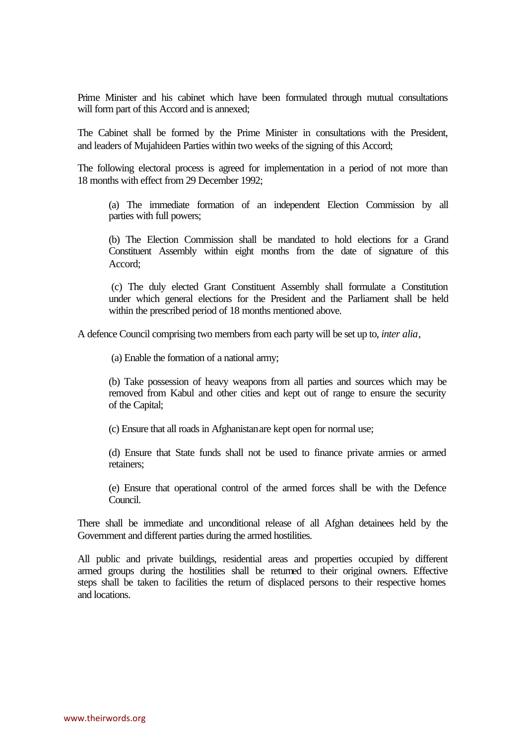Prime Minister and his cabinet which have been formulated through mutual consultations will form part of this Accord and is annexed;

The Cabinet shall be formed by the Prime Minister in consultations with the President, and leaders of Mujahideen Parties within two weeks of the signing of this Accord;

The following electoral process is agreed for implementation in a period of not more than 18 months with effect from 29 December 1992;

> (a) The immediate formation of an independent Election Commission by all parties with full powers;
>
> (b) The Election Commission shall be mandated to hold elections for a Grand Constituent Assembly within eight months from the date of signature of this Accord;
>
> (c) The duly elected Grant Constituent Assembly shall formulate a Constitution under which general elections for the President and the Parliament shall be held within the prescribed period of 18 months mentioned above.

A defence Council comprising two members from each party will be set up to, *inter alia*,

> (a) Enable the formation of a national army;
>
> (b) Take possession of heavy weapons from all parties and sources which may be removed from Kabul and other cities and kept out of range to ensure the security of the Capital;
>
> (c) Ensure that all roads in Afghanistan are kept open for normal use;
>
> (d) Ensure that State funds shall not be used to finance private armies or armed retainers;
>
> (e) Ensure that operational control of the armed forces shall be with the Defence Council.

There shall be immediate and unconditional release of all Afghan detainees held by the Government and different parties during the armed hostilities.

All public and private buildings, residential areas and properties occupied by different armed groups during the hostilities shall be returned to their original owners. Effective steps shall be taken to facilities the return of displaced persons to their respective homes and locations.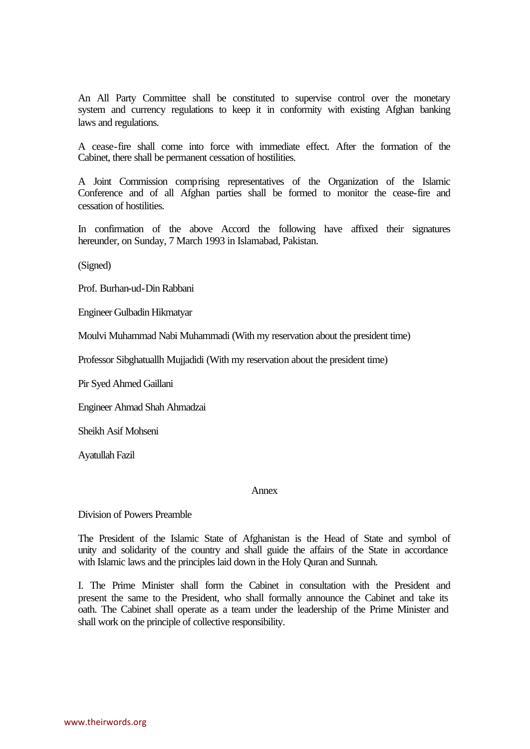An All Party Committee shall be constituted to supervise control over the monetary system and currency regulations to keep it in conformity with existing Afghan banking laws and regulations.

A cease-fire shall come into force with immediate effect. After the formation of the Cabinet, there shall be permanent cessation of hostilities.

A Joint Commission comprising representatives of the Organization of the Islamic Conference and of all Afghan parties shall be formed to monitor the cease-fire and cessation of hostilities.

In confirmation of the above Accord the following have affixed their signatures hereunder, on Sunday, 7 March 1993 in Islamabad, Pakistan.

(Signed)

Prof. Burhan-ud-Din Rabbani

Engineer Gulbadin Hikmatyar

Moulvi Muhammad Nabi Muhammadi (With my reservation about the president time)

Professor Sibghatuallh Mujjadidi (With my reservation about the president time)

Pir Syed Ahmed Gaillani

Engineer Ahmad Shah Ahmadzai

Sheikh Asif Mohseni

Ayatullah Fazil

## Annex

Division of Powers Preamble

The President of the Islamic State of Afghanistan is the Head of State and symbol of unity and solidarity of the country and shall guide the affairs of the State in accordance with Islamic laws and the principles laid down in the Holy Quran and Sunnah.

I. The Prime Minister shall form the Cabinet in consultation with the President and present the same to the President, who shall formally announce the Cabinet and take its oath. The Cabinet shall operate as a team under the leadership of the Prime Minister and shall work on the principle of collective responsibility.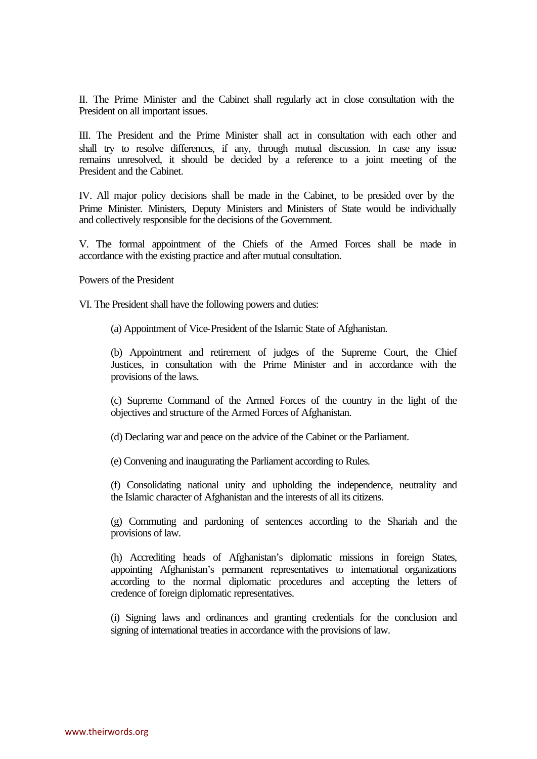II. The Prime Minister and the Cabinet shall regularly act in close consultation with the President on all important issues.

III. The President and the Prime Minister shall act in consultation with each other and shall try to resolve differences, if any, through mutual discussion. In case any issue remains unresolved, it should be decided by a reference to a joint meeting of the President and the Cabinet.

IV. All major policy decisions shall be made in the Cabinet, to be presided over by the Prime Minister. Ministers, Deputy Ministers and Ministers of State would be individually and collectively responsible for the decisions of the Government.

V. The formal appointment of the Chiefs of the Armed Forces shall be made in accordance with the existing practice and after mutual consultation.

Powers of the President

VI. The President shall have the following powers and duties:

(a) Appointment of Vice-President of the Islamic State of Afghanistan.

(b) Appointment and retirement of judges of the Supreme Court, the Chief Justices, in consultation with the Prime Minister and in accordance with the provisions of the laws.

(c) Supreme Command of the Armed Forces of the country in the light of the objectives and structure of the Armed Forces of Afghanistan.

(d) Declaring war and peace on the advice of the Cabinet or the Parliament.

(e) Convening and inaugurating the Parliament according to Rules.

(f) Consolidating national unity and upholding the independence, neutrality and the Islamic character of Afghanistan and the interests of all its citizens.

(g) Commuting and pardoning of sentences according to the Shariah and the provisions of law.

(h) Accrediting heads of Afghanistan's diplomatic missions in foreign States, appointing Afghanistan's permanent representatives to international organizations according to the normal diplomatic procedures and accepting the letters of credence of foreign diplomatic representatives.

(i) Signing laws and ordinances and granting credentials for the conclusion and signing of international treaties in accordance with the provisions of law.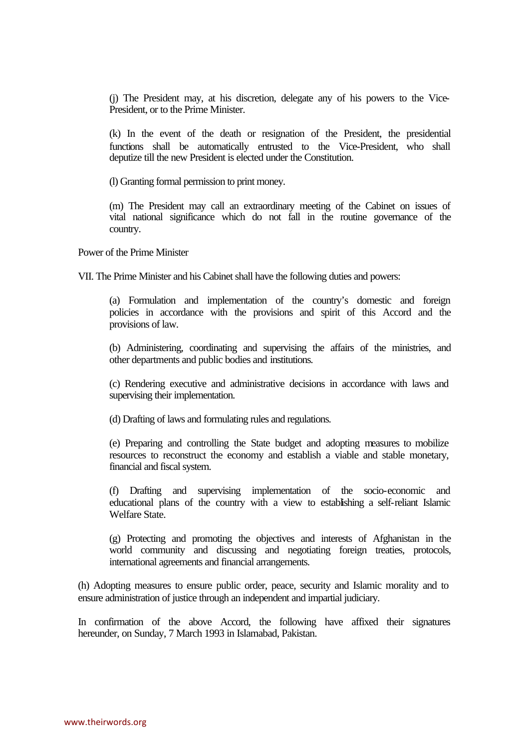(j) The President may, at his discretion, delegate any of his powers to the Vice-President, or to the Prime Minister.

(k) In the event of the death or resignation of the President, the presidential functions shall be automatically entrusted to the Vice-President, who shall deputize till the new President is elected under the Constitution.

(l) Granting formal permission to print money.

(m) The President may call an extraordinary meeting of the Cabinet on issues of vital national significance which do not fall in the routine governance of the country.

Power of the Prime Minister

VII. The Prime Minister and his Cabinet shall have the following duties and powers:

(a) Formulation and implementation of the country's domestic and foreign policies in accordance with the provisions and spirit of this Accord and the provisions of law.

(b) Administering, coordinating and supervising the affairs of the ministries, and other departments and public bodies and institutions.

(c) Rendering executive and administrative decisions in accordance with laws and supervising their implementation.

(d) Drafting of laws and formulating rules and regulations.

(e) Preparing and controlling the State budget and adopting measures to mobilize resources to reconstruct the economy and establish a viable and stable monetary, financial and fiscal system.

(f) Drafting and supervising implementation of the socio-economic and educational plans of the country with a view to establishing a self-reliant Islamic Welfare State.

(g) Protecting and promoting the objectives and interests of Afghanistan in the world community and discussing and negotiating foreign treaties, protocols, international agreements and financial arrangements.

(h) Adopting measures to ensure public order, peace, security and Islamic morality and to ensure administration of justice through an independent and impartial judiciary.

In confirmation of the above Accord, the following have affixed their signatures hereunder, on Sunday, 7 March 1993 in Islamabad, Pakistan.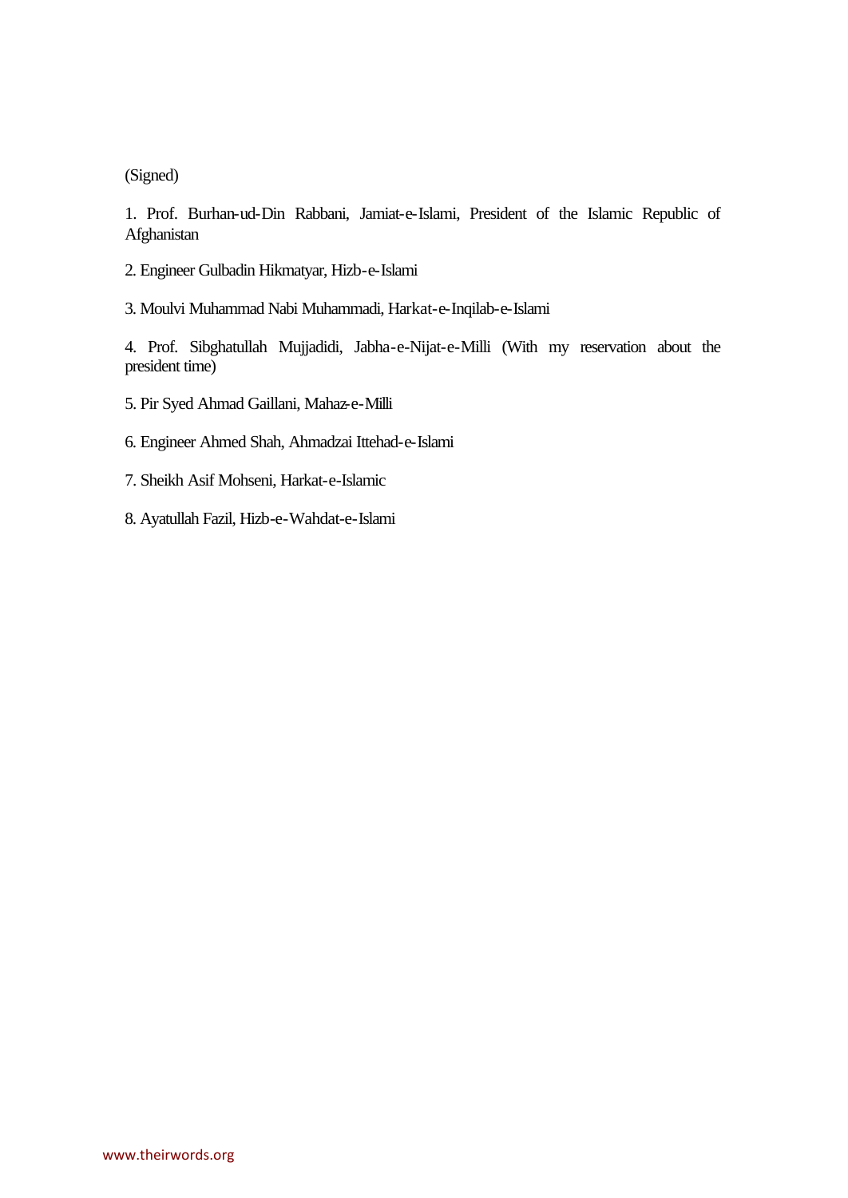(Signed)

1. Prof. Burhan-ud-Din Rabbani, Jamiat-e-Islami, President of the Islamic Republic of Afghanistan

2. Engineer Gulbadin Hikmatyar, Hizb-e-Islami

3. Moulvi Muhammad Nabi Muhammadi, Harkat-e-Inqilab-e-Islami

4. Prof. Sibghatullah Mujjadidi, Jabha-e-Nijat-e-Milli (With my reservation about the president time)

5. Pir Syed Ahmad Gaillani, Mahaz-e-Milli

6. Engineer Ahmed Shah, Ahmadzai Ittehad-e-Islami

7. Sheikh Asif Mohseni, Harkat-e-Islamic

8. Ayatullah Fazil, Hizb-e-Wahdat-e-Islami